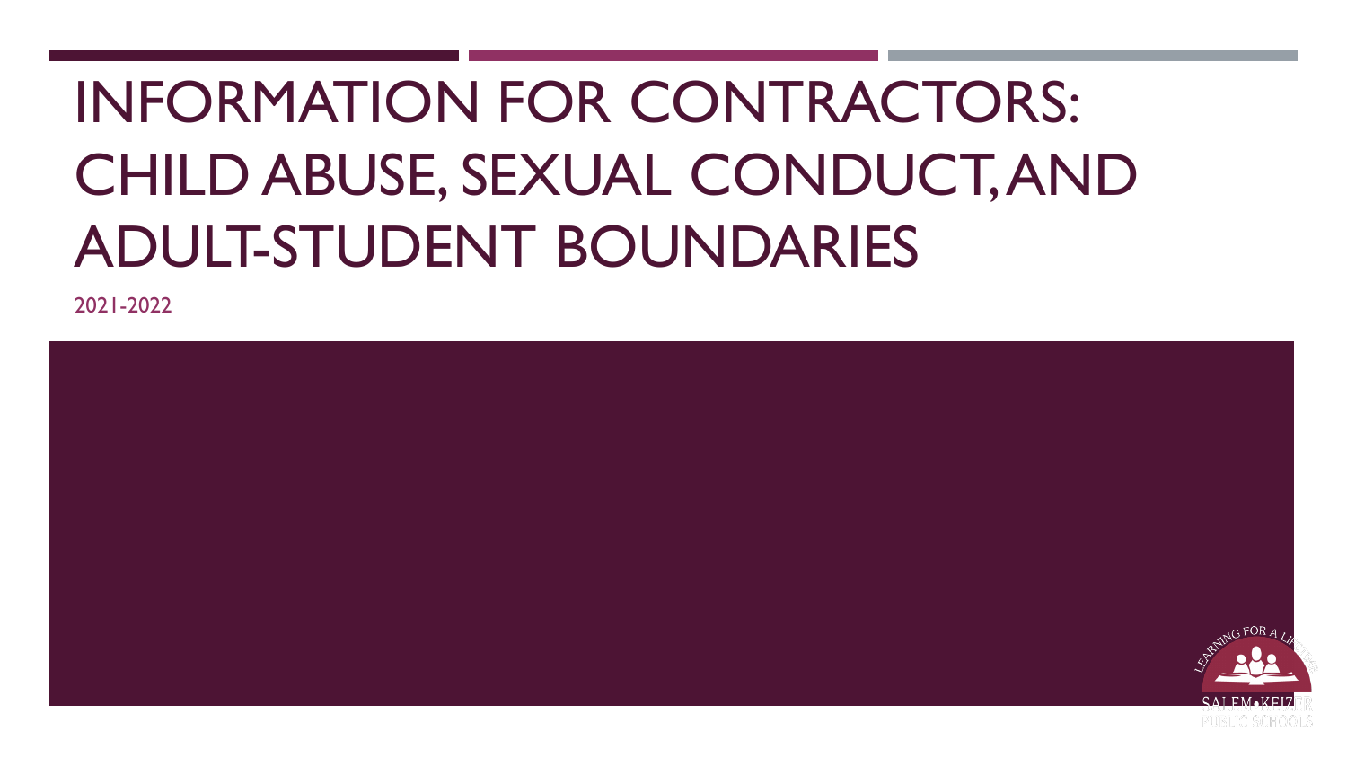# INFORMATION FOR CONTRACTORS: CHILD ABUSE, SEXUAL CONDUCT, AND ADULT-STUDENT BOUNDARIES

2021-2022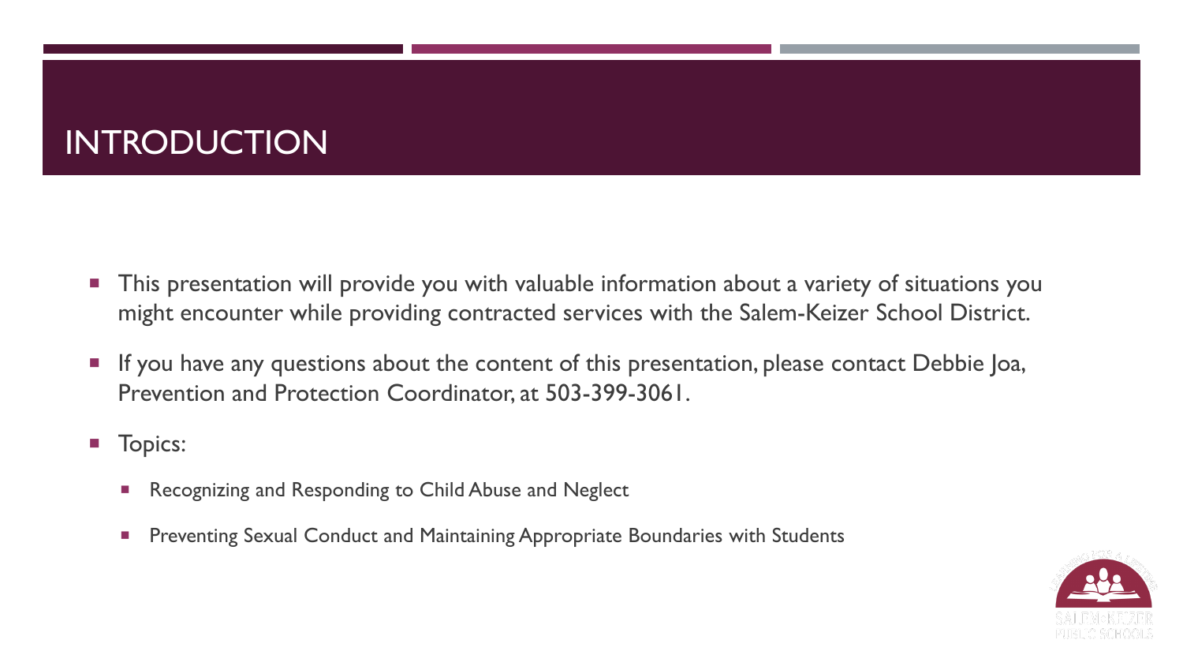# INTRODUCTION

- This presentation will provide you with valuable information about a variety of situations you might encounter while providing contracted services with the Salem-Keizer School District.
- If you have any questions about the content of this presentation, please contact Debbie Joa, Prevention and Protection Coordinator, at 503-399-3061.
- Topics:
  - Recognizing and Responding to Child Abuse and Neglect
  - Preventing Sexual Conduct and Maintaining Appropriate Boundaries with Students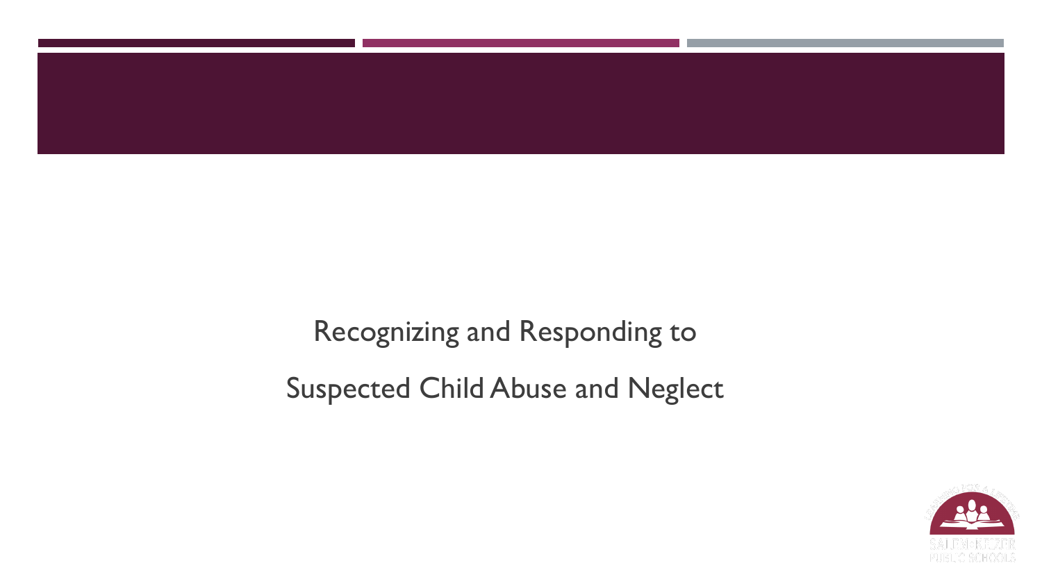Recognizing and Responding to

Suspected Child Abuse and Neglect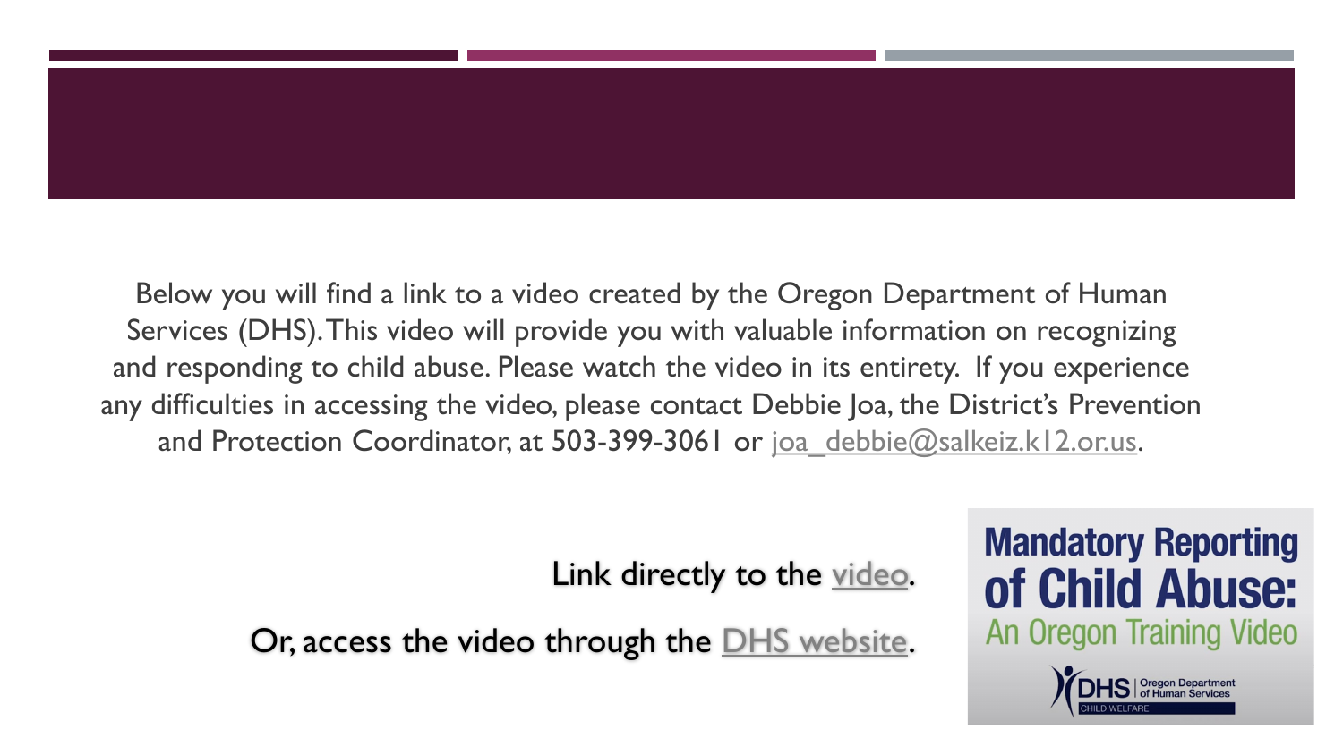Below you will find a link to a video created by the Oregon Department of Human Services (DHS). This video will provide you with valuable information on recognizing and responding to child abuse. Please watch the video in its entirety. If you experience any difficulties in accessing the video, please contact Debbie Joa, the District's Prevention and Protection Coordinator, at 503-399-3061 or joa_debbie@salkeiz.k12.or.us.

Link directly to the video.

Or, access the video through the DHS website.

**Mandatory Reporting of Child Abuse:**
An Oregon Training Video

DHS | Oregon Department of Human Services
CHILD WELFARE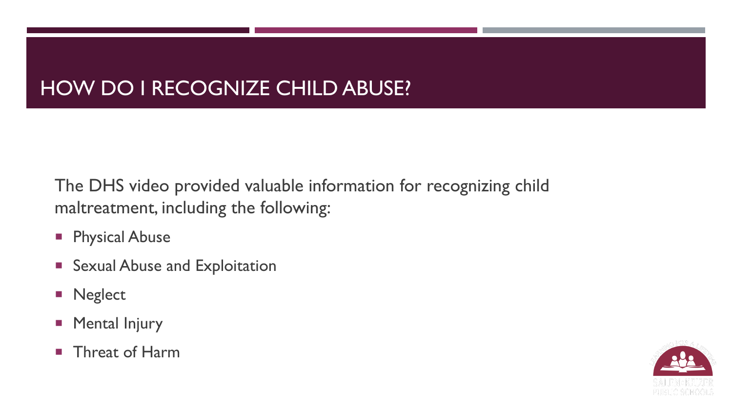# HOW DO I RECOGNIZE CHILD ABUSE?

The DHS video provided valuable information for recognizing child maltreatment, including the following:

- Physical Abuse
- Sexual Abuse and Exploitation
- Neglect
- Mental Injury
- Threat of Harm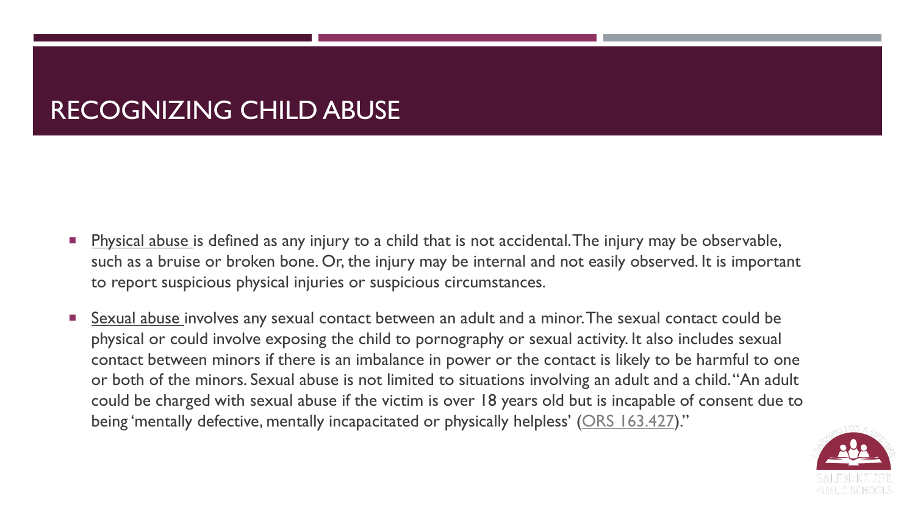# RECOGNIZING CHILD ABUSE

- Physical abuse is defined as any injury to a child that is not accidental. The injury may be observable, such as a bruise or broken bone. Or, the injury may be internal and not easily observed. It is important to report suspicious physical injuries or suspicious circumstances.
- Sexual abuse involves any sexual contact between an adult and a minor. The sexual contact could be physical or could involve exposing the child to pornography or sexual activity. It also includes sexual contact between minors if there is an imbalance in power or the contact is likely to be harmful to one or both of the minors. Sexual abuse is not limited to situations involving an adult and a child. "An adult could be charged with sexual abuse if the victim is over 18 years old but is incapable of consent due to being 'mentally defective, mentally incapacitated or physically helpless' (ORS 163.427)."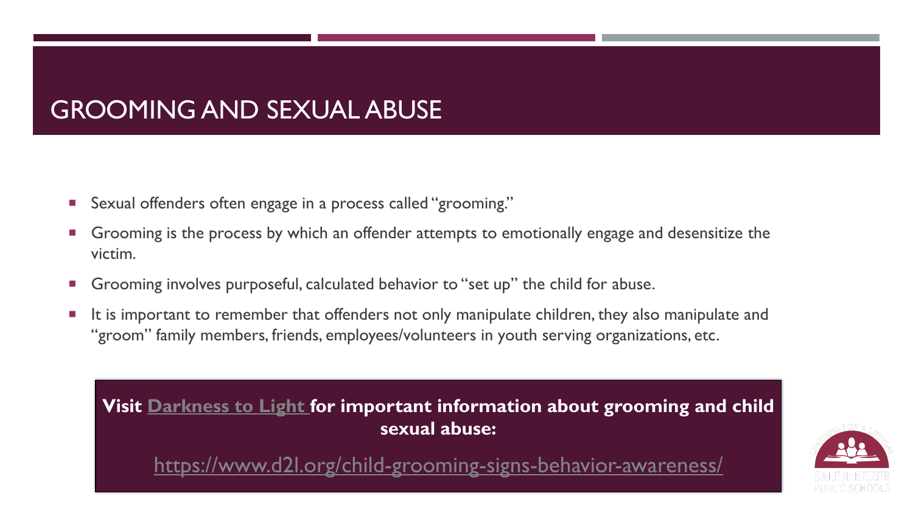# GROOMING AND SEXUAL ABUSE

- Sexual offenders often engage in a process called "grooming."
- Grooming is the process by which an offender attempts to emotionally engage and desensitize the victim.
- Grooming involves purposeful, calculated behavior to "set up" the child for abuse.
- It is important to remember that offenders not only manipulate children, they also manipulate and "groom" family members, friends, employees/volunteers in youth serving organizations, etc.

**Visit [Darkness to Light](https://www.d2l.org/child-grooming-signs-behavior-awareness/) for important information about grooming and child sexual abuse:**

[https://www.d2l.org/child-grooming-signs-behavior-awareness/](https://www.d2l.org/child-grooming-signs-behavior-awareness/)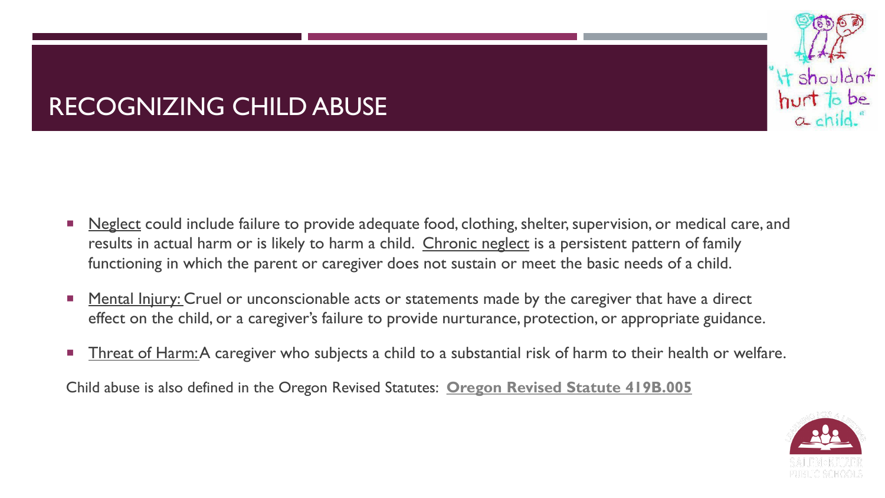# RECOGNIZING CHILD ABUSE

- Neglect could include failure to provide adequate food, clothing, shelter, supervision, or medical care, and results in actual harm or is likely to harm a child. Chronic neglect is a persistent pattern of family functioning in which the parent or caregiver does not sustain or meet the basic needs of a child.
- Mental Injury: Cruel or unconscionable acts or statements made by the caregiver that have a direct effect on the child, or a caregiver's failure to provide nurturance, protection, or appropriate guidance.
- Threat of Harm: A caregiver who subjects a child to a substantial risk of harm to their health or welfare.

Child abuse is also defined in the Oregon Revised Statutes: **Oregon Revised Statute 419B.005**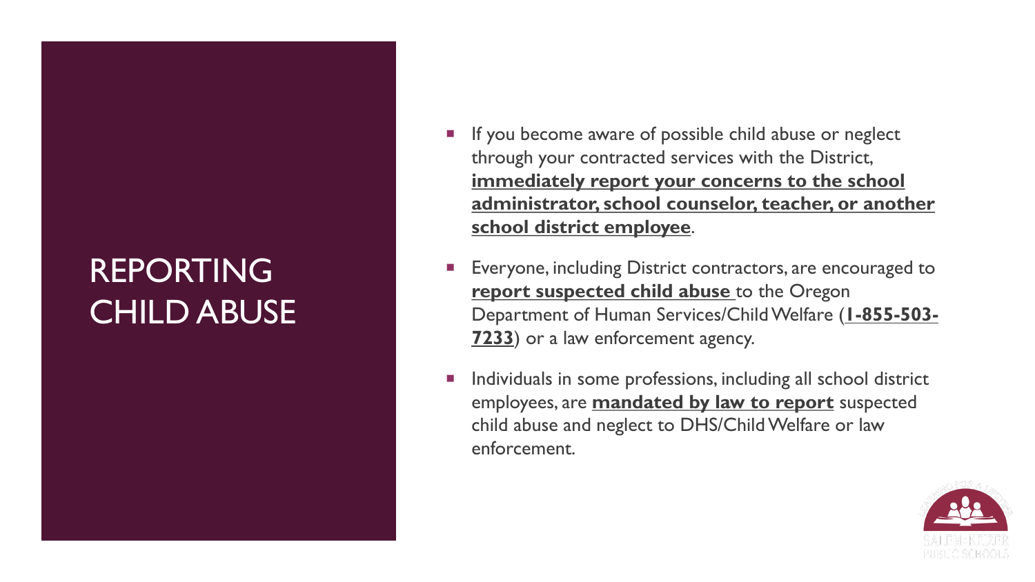# REPORTING CHILD ABUSE

- If you become aware of possible child abuse or neglect through your contracted services with the District, **immediately report your concerns to the school administrator, school counselor, teacher, or another school district employee**.
- Everyone, including District contractors, are encouraged to **report suspected child abuse** to the Oregon Department of Human Services/Child Welfare (**1-855-503-7233**) or a law enforcement agency.
- Individuals in some professions, including all school district employees, are **mandated by law to report** suspected child abuse and neglect to DHS/Child Welfare or law enforcement.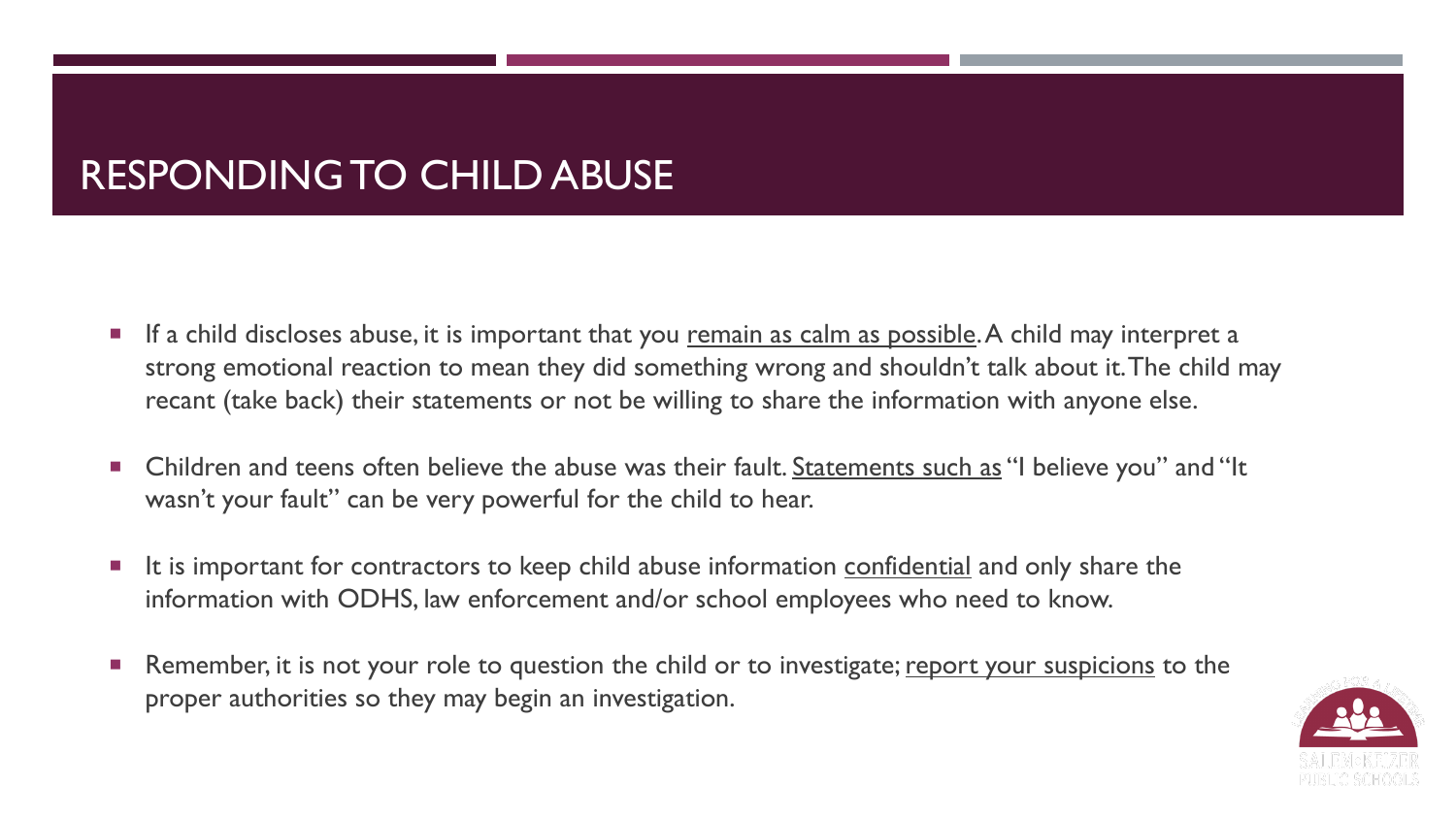# RESPONDING TO CHILD ABUSE

- If a child discloses abuse, it is important that you <u>remain as calm as possible</u>. A child may interpret a strong emotional reaction to mean they did something wrong and shouldn't talk about it. The child may recant (take back) their statements or not be willing to share the information with anyone else.
- Children and teens often believe the abuse was their fault. <u>Statements such as</u> "I believe you" and "It wasn't your fault" can be very powerful for the child to hear.
- It is important for contractors to keep child abuse information <u>confidential</u> and only share the information with ODHS, law enforcement and/or school employees who need to know.
- Remember, it is not your role to question the child or to investigate; <u>report your suspicions</u> to the proper authorities so they may begin an investigation.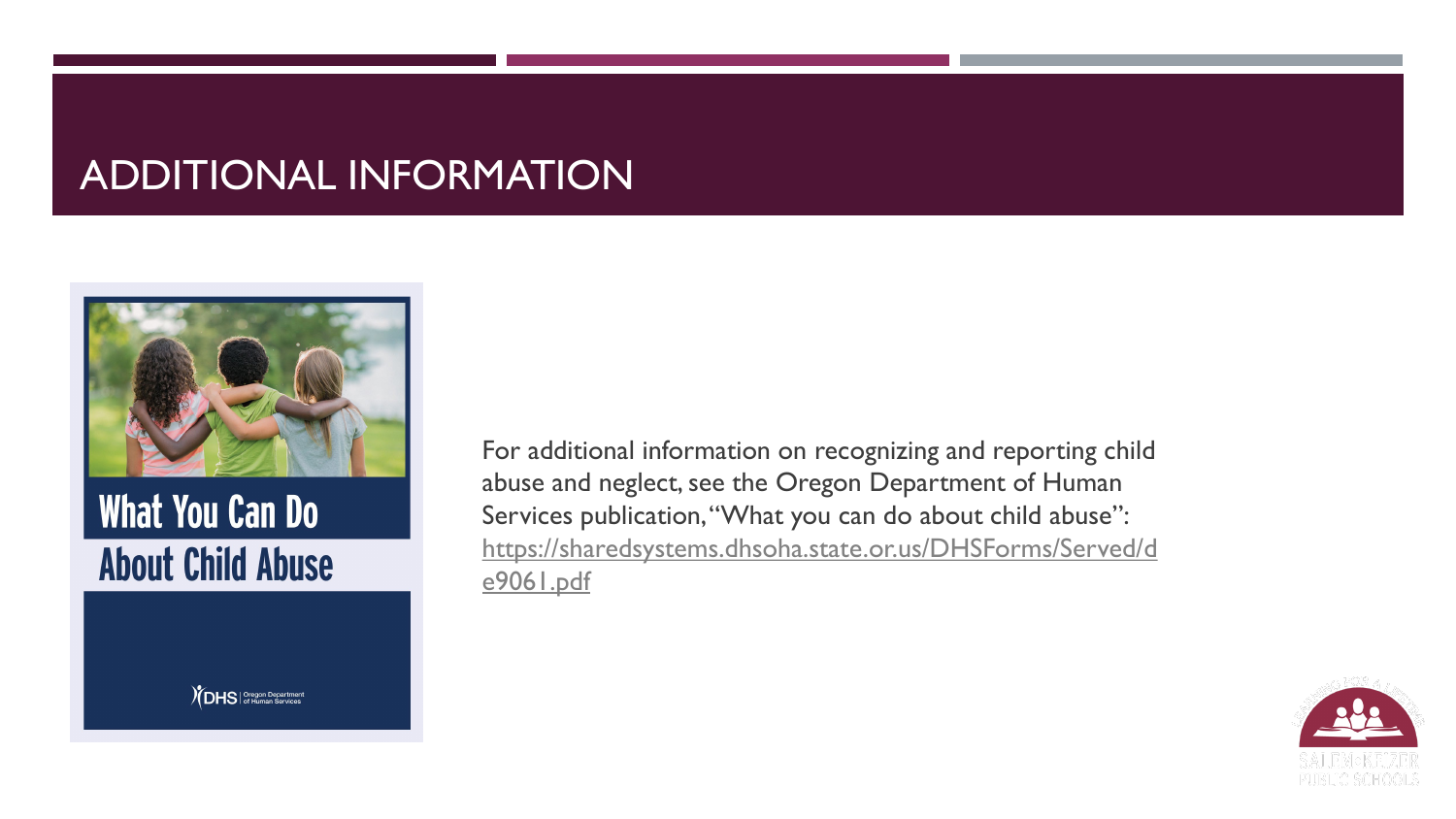# ADDITIONAL INFORMATION

What You Can Do About Child Abuse

For additional information on recognizing and reporting child abuse and neglect, see the Oregon Department of Human Services publication, "What you can do about child abuse": https://sharedsystems.dhsoha.state.or.us/DHSForms/Served/de9061.pdf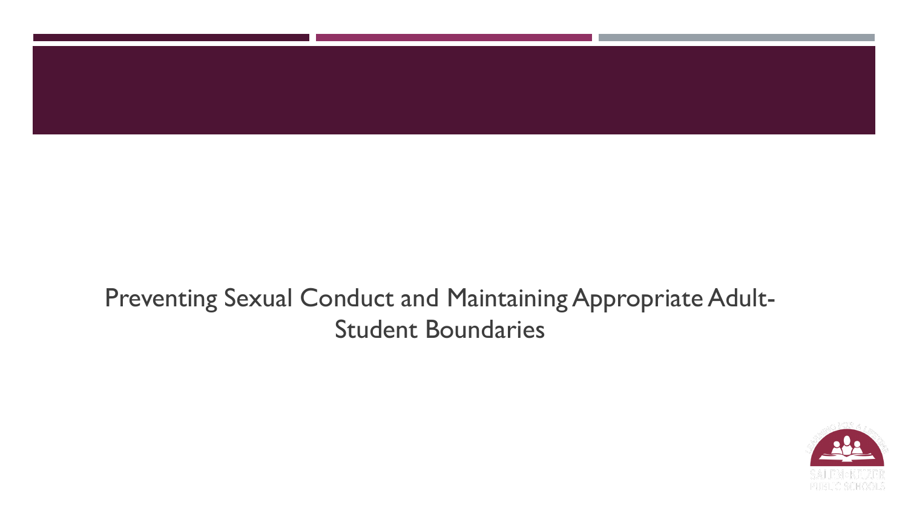Preventing Sexual Conduct and Maintaining Appropriate Adult-Student Boundaries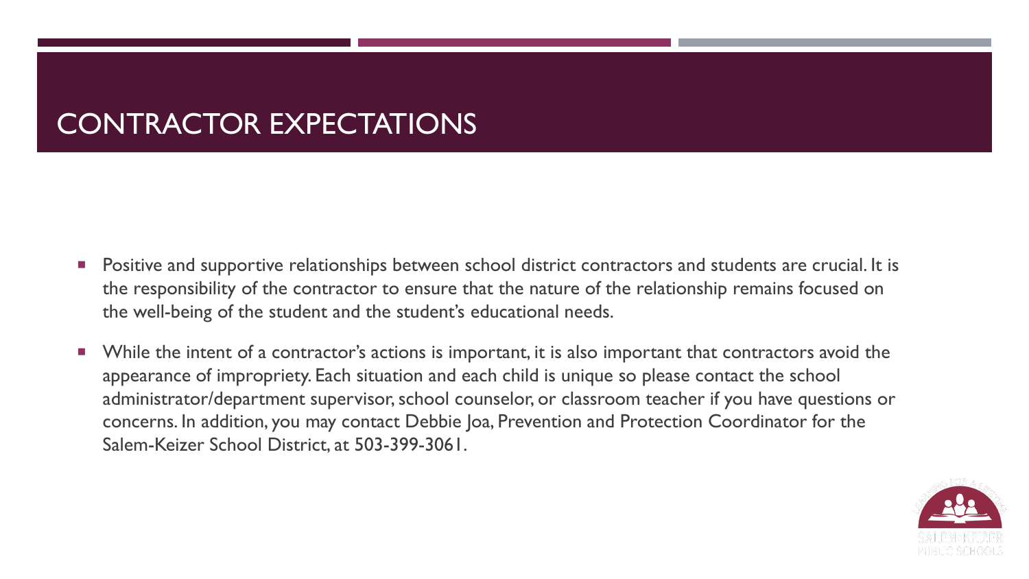# CONTRACTOR EXPECTATIONS

- Positive and supportive relationships between school district contractors and students are crucial. It is the responsibility of the contractor to ensure that the nature of the relationship remains focused on the well-being of the student and the student's educational needs.
- While the intent of a contractor's actions is important, it is also important that contractors avoid the appearance of impropriety. Each situation and each child is unique so please contact the school administrator/department supervisor, school counselor, or classroom teacher if you have questions or concerns. In addition, you may contact Debbie Joa, Prevention and Protection Coordinator for the Salem-Keizer School District, at 503-399-3061.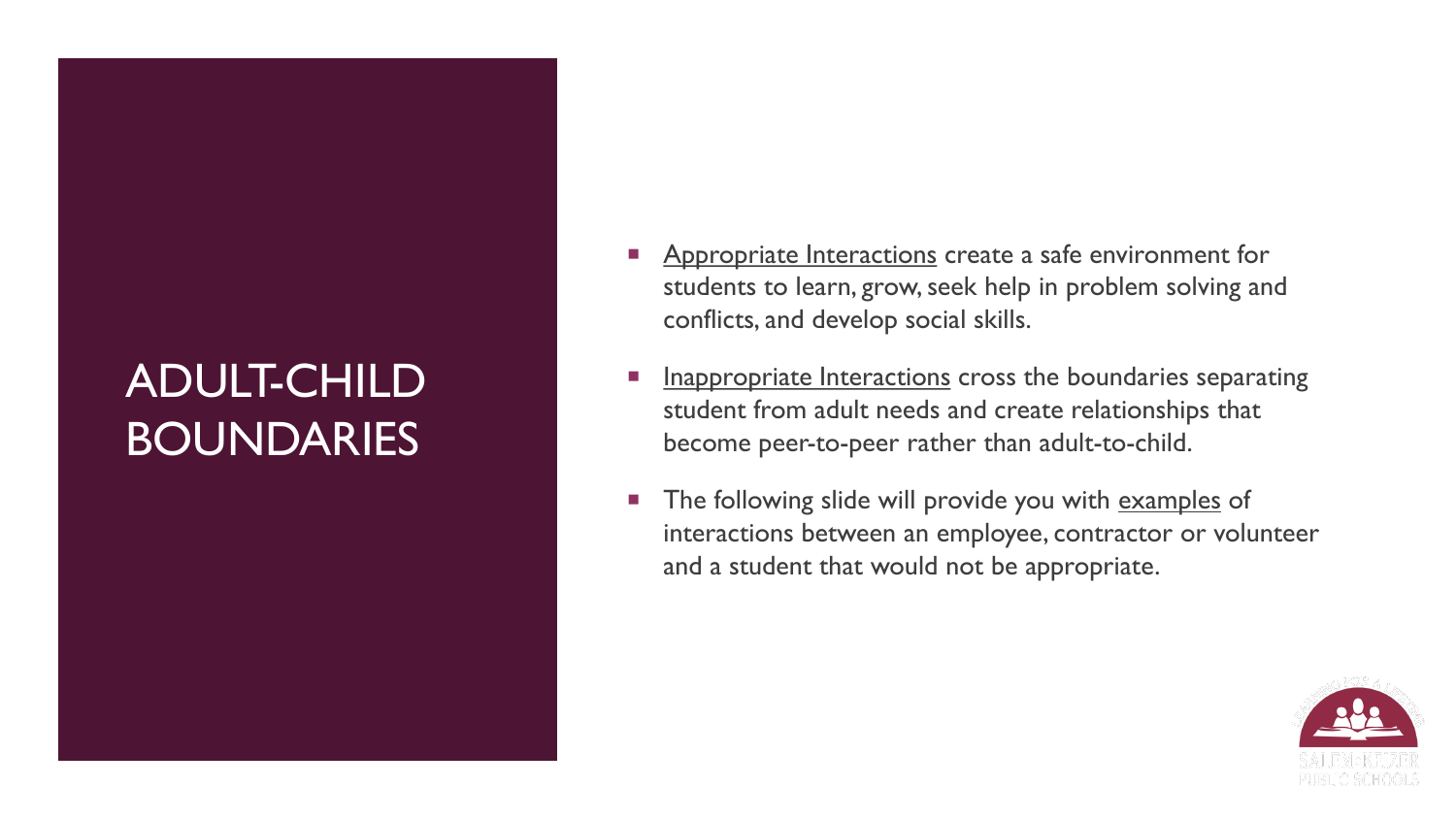# ADULT-CHILD BOUNDARIES

- Appropriate Interactions create a safe environment for students to learn, grow, seek help in problem solving and conflicts, and develop social skills.
- Inappropriate Interactions cross the boundaries separating student from adult needs and create relationships that become peer-to-peer rather than adult-to-child.
- The following slide will provide you with examples of interactions between an employee, contractor or volunteer and a student that would not be appropriate.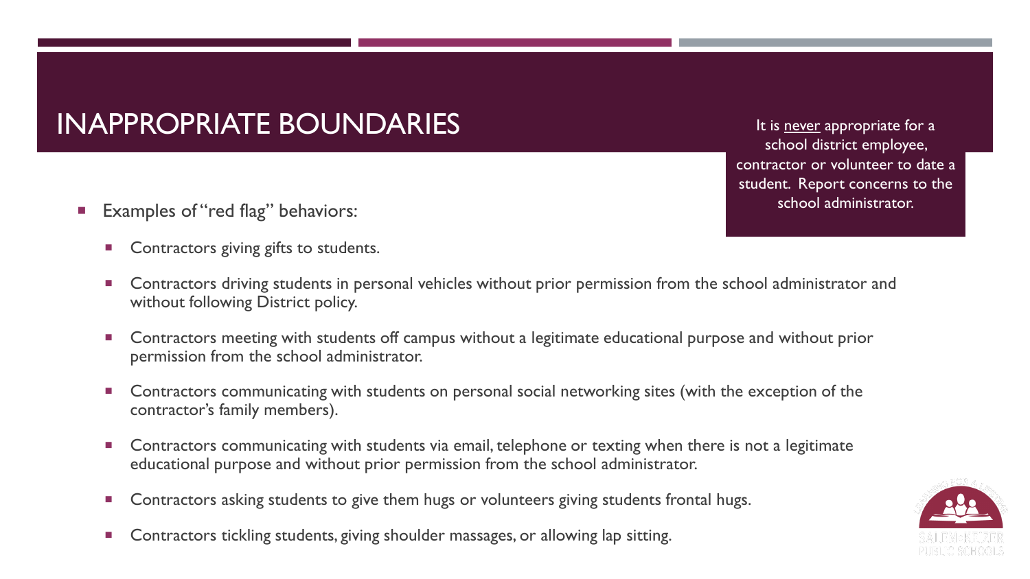# INAPPROPRIATE BOUNDARIES

It is never appropriate for a school district employee, contractor or volunteer to date a student. Report concerns to the school administrator.

- Examples of "red flag" behaviors:
  - Contractors giving gifts to students.
  - Contractors driving students in personal vehicles without prior permission from the school administrator and without following District policy.
  - Contractors meeting with students off campus without a legitimate educational purpose and without prior permission from the school administrator.
  - Contractors communicating with students on personal social networking sites (with the exception of the contractor's family members).
  - Contractors communicating with students via email, telephone or texting when there is not a legitimate educational purpose and without prior permission from the school administrator.
  - Contractors asking students to give them hugs or volunteers giving students frontal hugs.
  - Contractors tickling students, giving shoulder massages, or allowing lap sitting.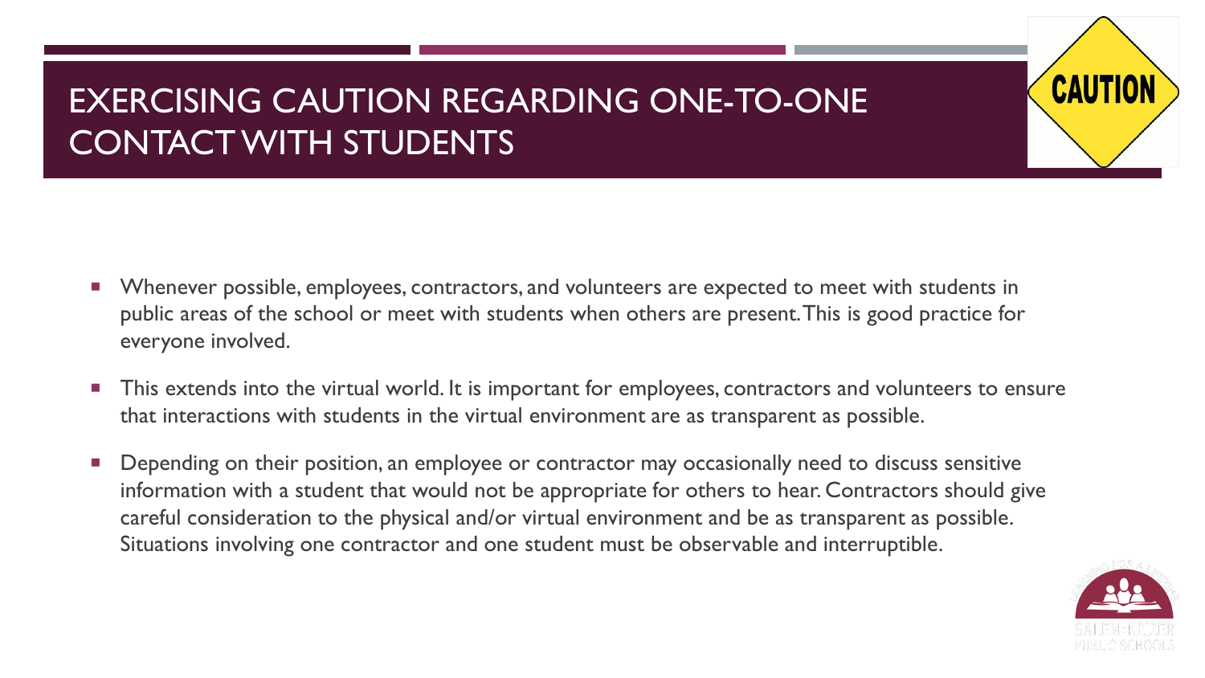# EXERCISING CAUTION REGARDING ONE-TO-ONE CONTACT WITH STUDENTS

- Whenever possible, employees, contractors, and volunteers are expected to meet with students in public areas of the school or meet with students when others are present. This is good practice for everyone involved.
- This extends into the virtual world. It is important for employees, contractors and volunteers to ensure that interactions with students in the virtual environment are as transparent as possible.
- Depending on their position, an employee or contractor may occasionally need to discuss sensitive information with a student that would not be appropriate for others to hear. Contractors should give careful consideration to the physical and/or virtual environment and be as transparent as possible. Situations involving one contractor and one student must be observable and interruptible.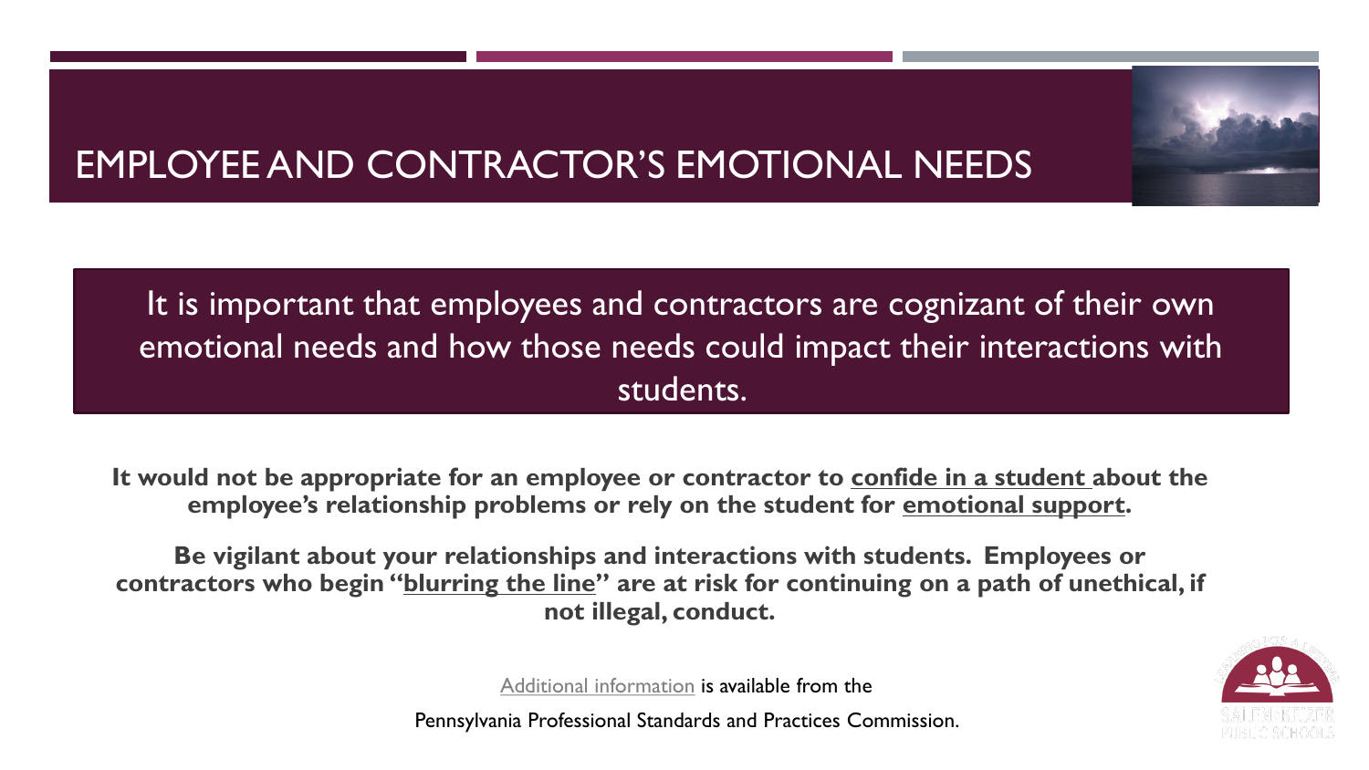# EMPLOYEE AND CONTRACTOR'S EMOTIONAL NEEDS

It is important that employees and contractors are cognizant of their own emotional needs and how those needs could impact their interactions with students.

**It would not be appropriate for an employee or contractor to confide in a student about the employee's relationship problems or rely on the student for emotional support.**

**Be vigilant about your relationships and interactions with students. Employees or contractors who begin "blurring the line" are at risk for continuing on a path of unethical, if not illegal, conduct.**

Additional information is available from the

Pennsylvania Professional Standards and Practices Commission.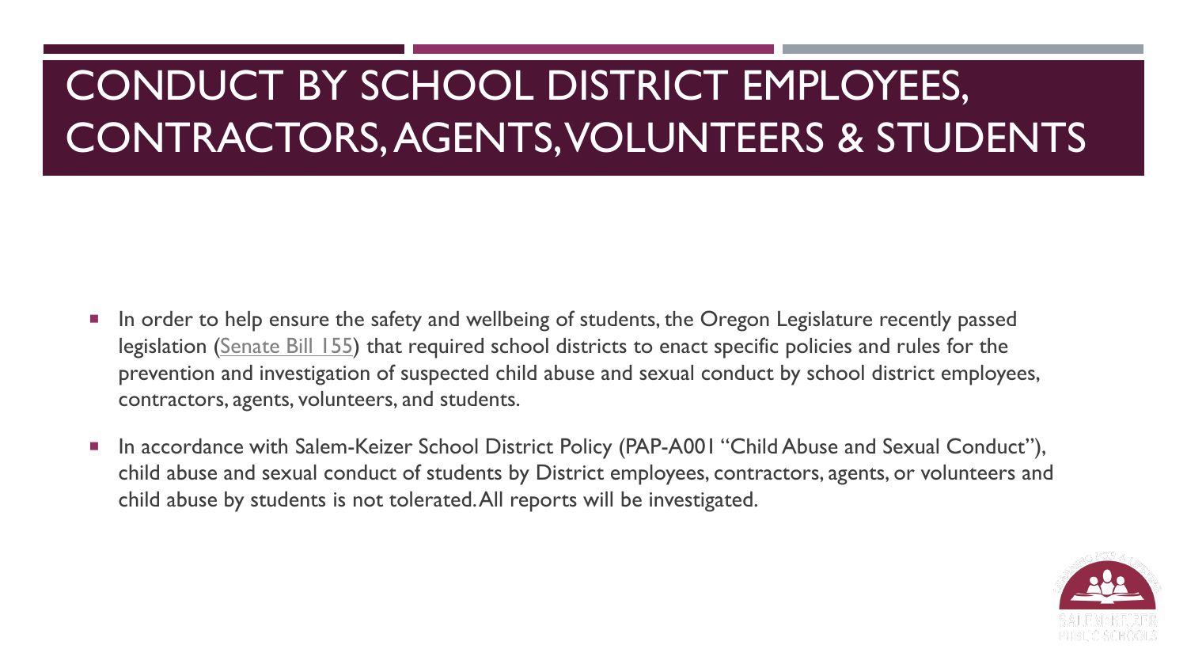# CONDUCT BY SCHOOL DISTRICT EMPLOYEES, CONTRACTORS, AGENTS, VOLUNTEERS & STUDENTS

- In order to help ensure the safety and wellbeing of students, the Oregon Legislature recently passed legislation (Senate Bill 155) that required school districts to enact specific policies and rules for the prevention and investigation of suspected child abuse and sexual conduct by school district employees, contractors, agents, volunteers, and students.
- In accordance with Salem-Keizer School District Policy (PAP-A001 "Child Abuse and Sexual Conduct"), child abuse and sexual conduct of students by District employees, contractors, agents, or volunteers and child abuse by students is not tolerated. All reports will be investigated.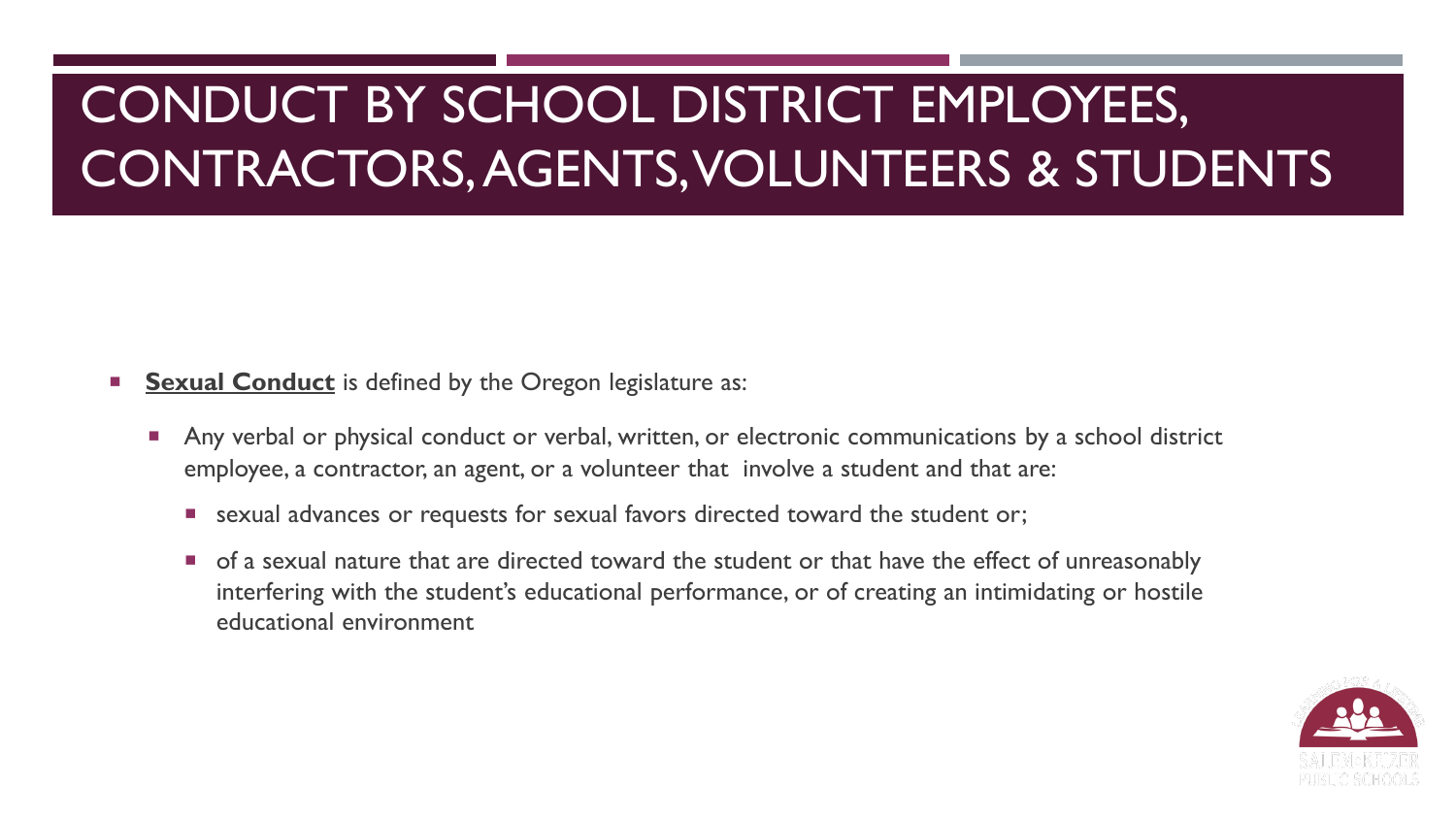# CONDUCT BY SCHOOL DISTRICT EMPLOYEES, CONTRACTORS, AGENTS, VOLUNTEERS & STUDENTS

- **Sexual Conduct** is defined by the Oregon legislature as:
  - Any verbal or physical conduct or verbal, written, or electronic communications by a school district employee, a contractor, an agent, or a volunteer that involve a student and that are:
    - sexual advances or requests for sexual favors directed toward the student or;
    - of a sexual nature that are directed toward the student or that have the effect of unreasonably interfering with the student's educational performance, or of creating an intimidating or hostile educational environment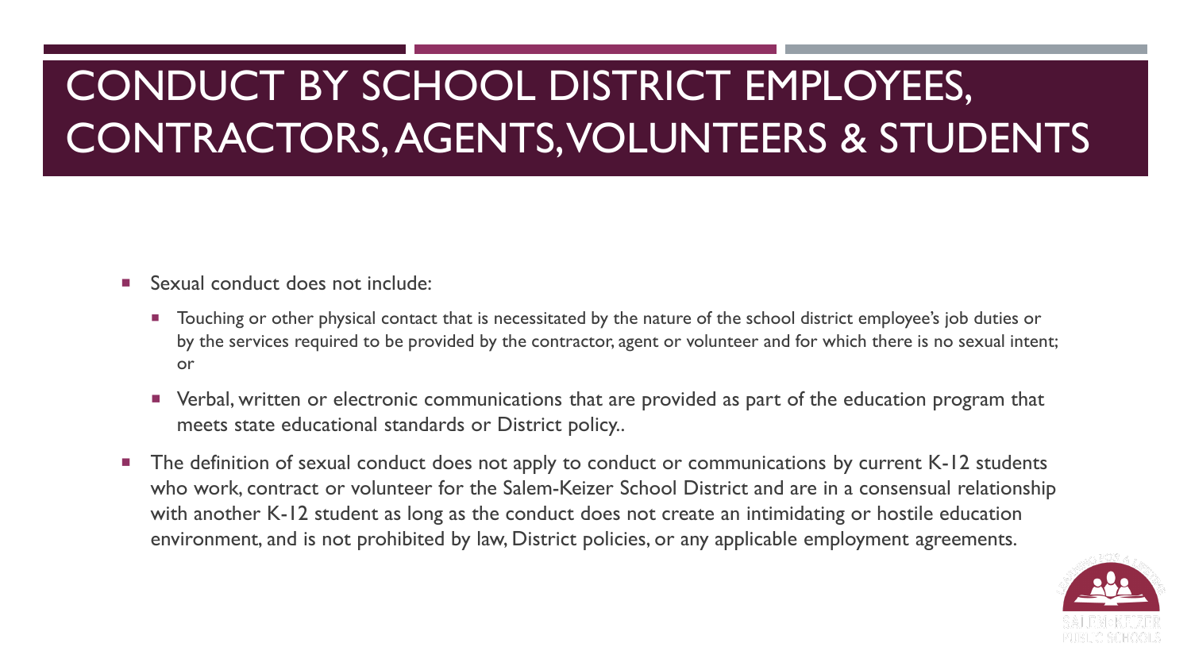# CONDUCT BY SCHOOL DISTRICT EMPLOYEES, CONTRACTORS, AGENTS, VOLUNTEERS & STUDENTS

- Sexual conduct does not include:
  - Touching or other physical contact that is necessitated by the nature of the school district employee's job duties or by the services required to be provided by the contractor, agent or volunteer and for which there is no sexual intent; or
  - Verbal, written or electronic communications that are provided as part of the education program that meets state educational standards or District policy..
- The definition of sexual conduct does not apply to conduct or communications by current K-12 students who work, contract or volunteer for the Salem-Keizer School District and are in a consensual relationship with another K-12 student as long as the conduct does not create an intimidating or hostile education environment, and is not prohibited by law, District policies, or any applicable employment agreements.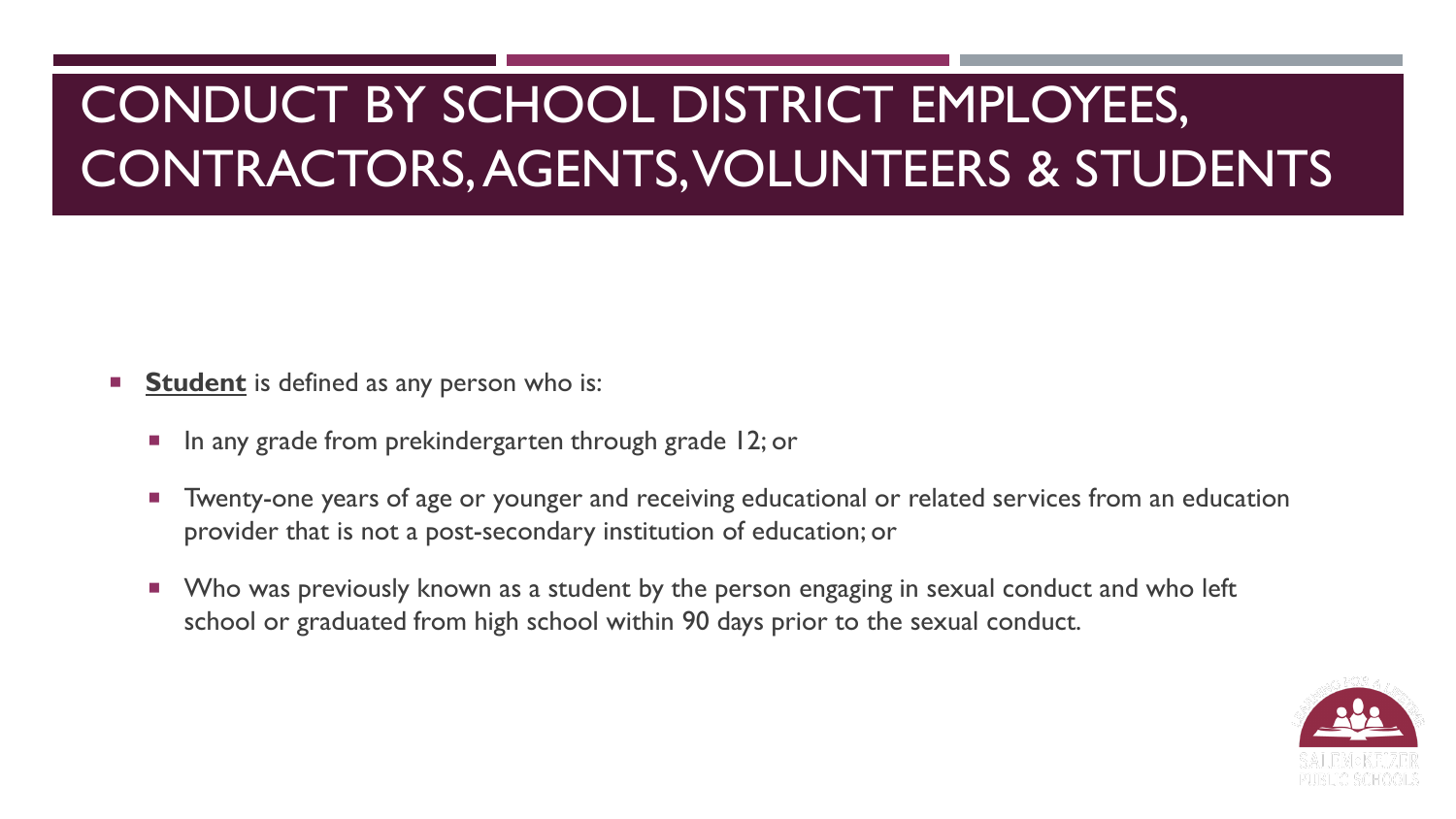# CONDUCT BY SCHOOL DISTRICT EMPLOYEES, CONTRACTORS, AGENTS, VOLUNTEERS & STUDENTS

- **Student** is defined as any person who is:
  - In any grade from prekindergarten through grade 12; or
  - Twenty-one years of age or younger and receiving educational or related services from an education provider that is not a post-secondary institution of education; or
  - Who was previously known as a student by the person engaging in sexual conduct and who left school or graduated from high school within 90 days prior to the sexual conduct.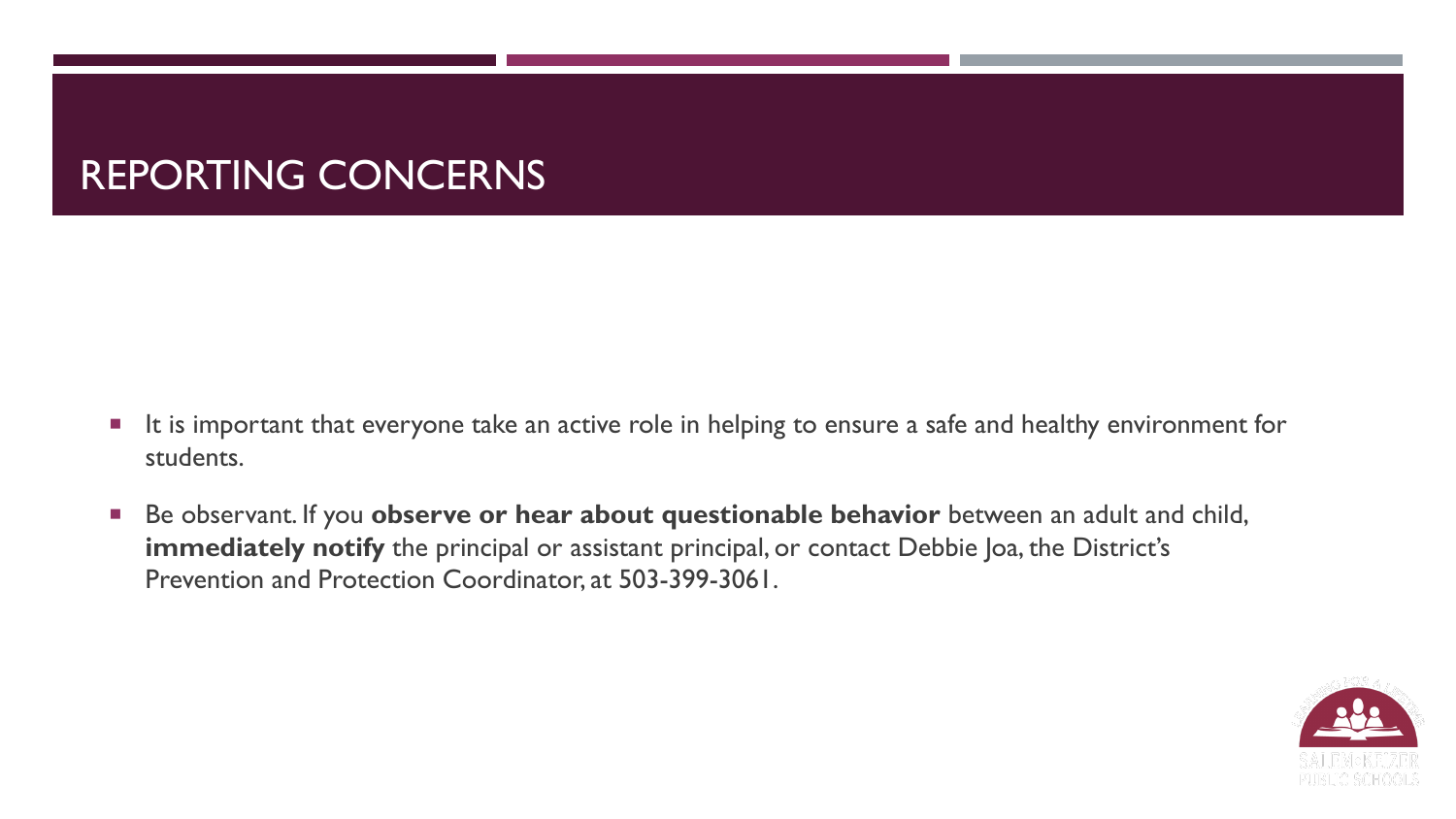# REPORTING CONCERNS

- It is important that everyone take an active role in helping to ensure a safe and healthy environment for students.
- Be observant. If you **observe or hear about questionable behavior** between an adult and child, **immediately notify** the principal or assistant principal, or contact Debbie Joa, the District's Prevention and Protection Coordinator, at 503-399-3061.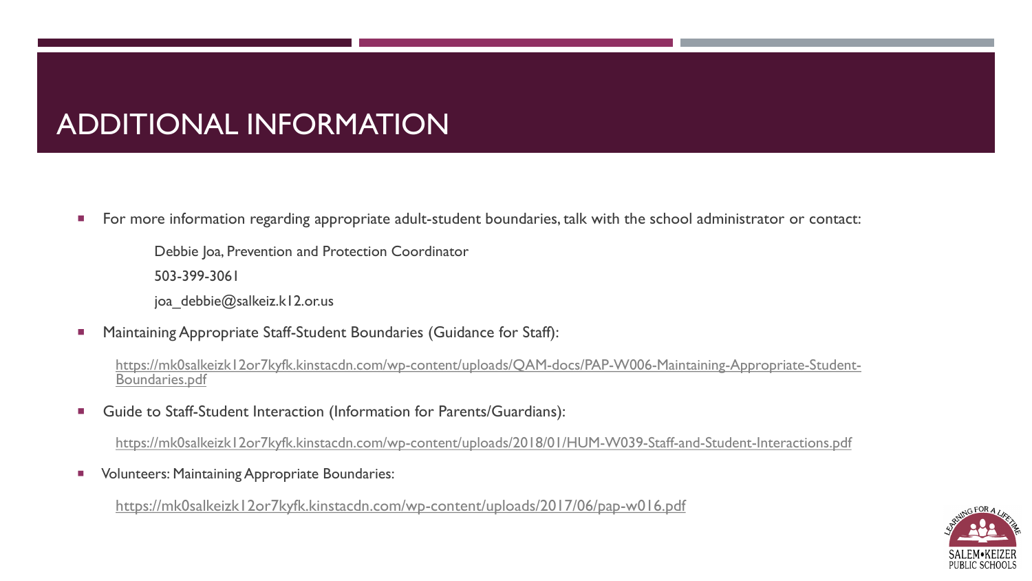# ADDITIONAL INFORMATION

- For more information regarding appropriate adult-student boundaries, talk with the school administrator or contact:

  Debbie Joa, Prevention and Protection Coordinator

  503-399-3061

  joa_debbie@salkeiz.k12.or.us

- Maintaining Appropriate Staff-Student Boundaries (Guidance for Staff):

  https://mk0salkeizk12or7kyfk.kinstacdn.com/wp-content/uploads/QAM-docs/PAP-W006-Maintaining-Appropriate-Student-Boundaries.pdf

- Guide to Staff-Student Interaction (Information for Parents/Guardians):

  https://mk0salkeizk12or7kyfk.kinstacdn.com/wp-content/uploads/2018/01/HUM-W039-Staff-and-Student-Interactions.pdf

- Volunteers: Maintaining Appropriate Boundaries:

  https://mk0salkeizk12or7kyfk.kinstacdn.com/wp-content/uploads/2017/06/pap-w016.pdf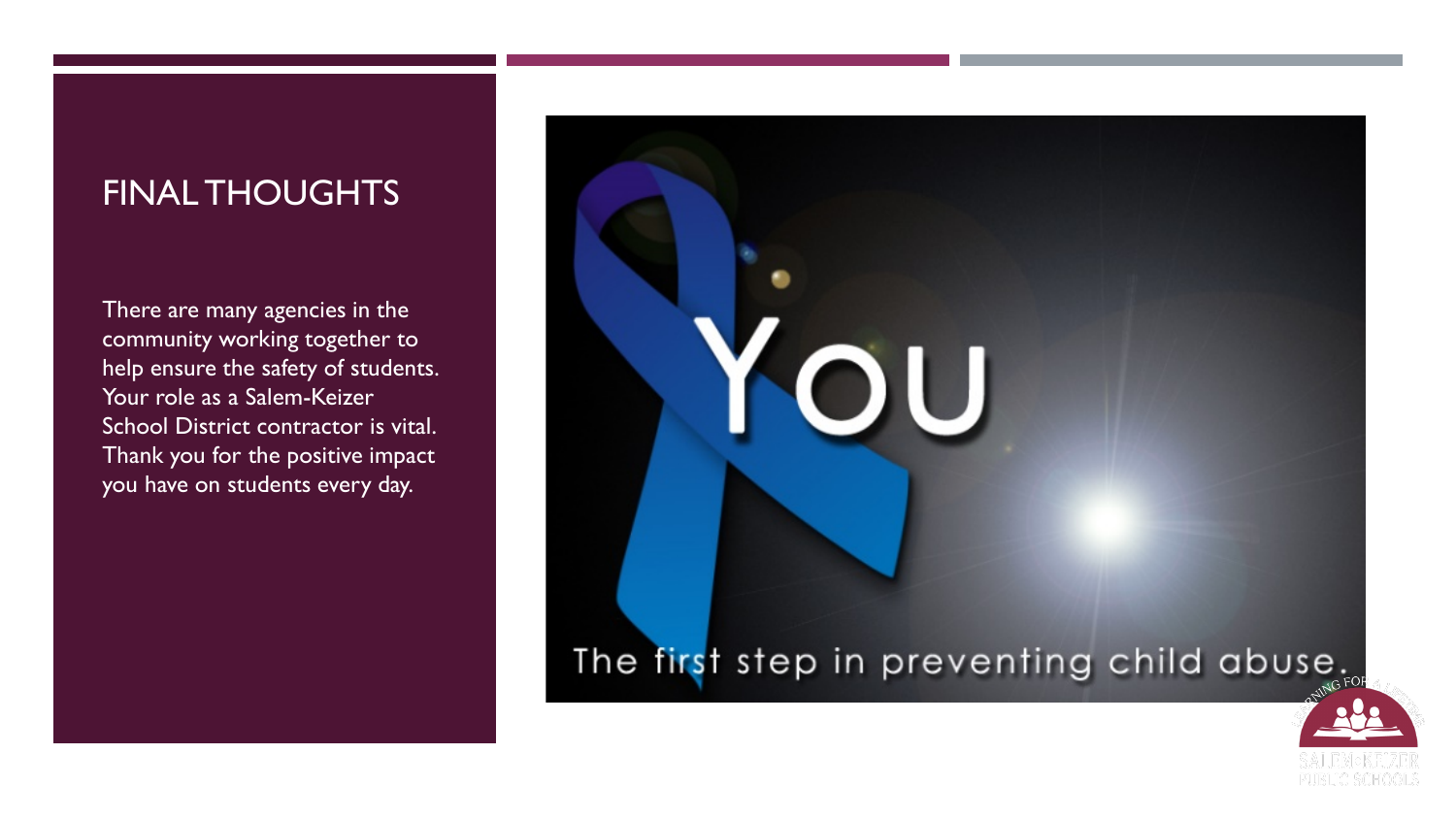# FINAL THOUGHTS

There are many agencies in the community working together to help ensure the safety of students. Your role as a Salem-Keizer School District contractor is vital. Thank you for the positive impact you have on students every day.

YOU

The first step in preventing child abuse.